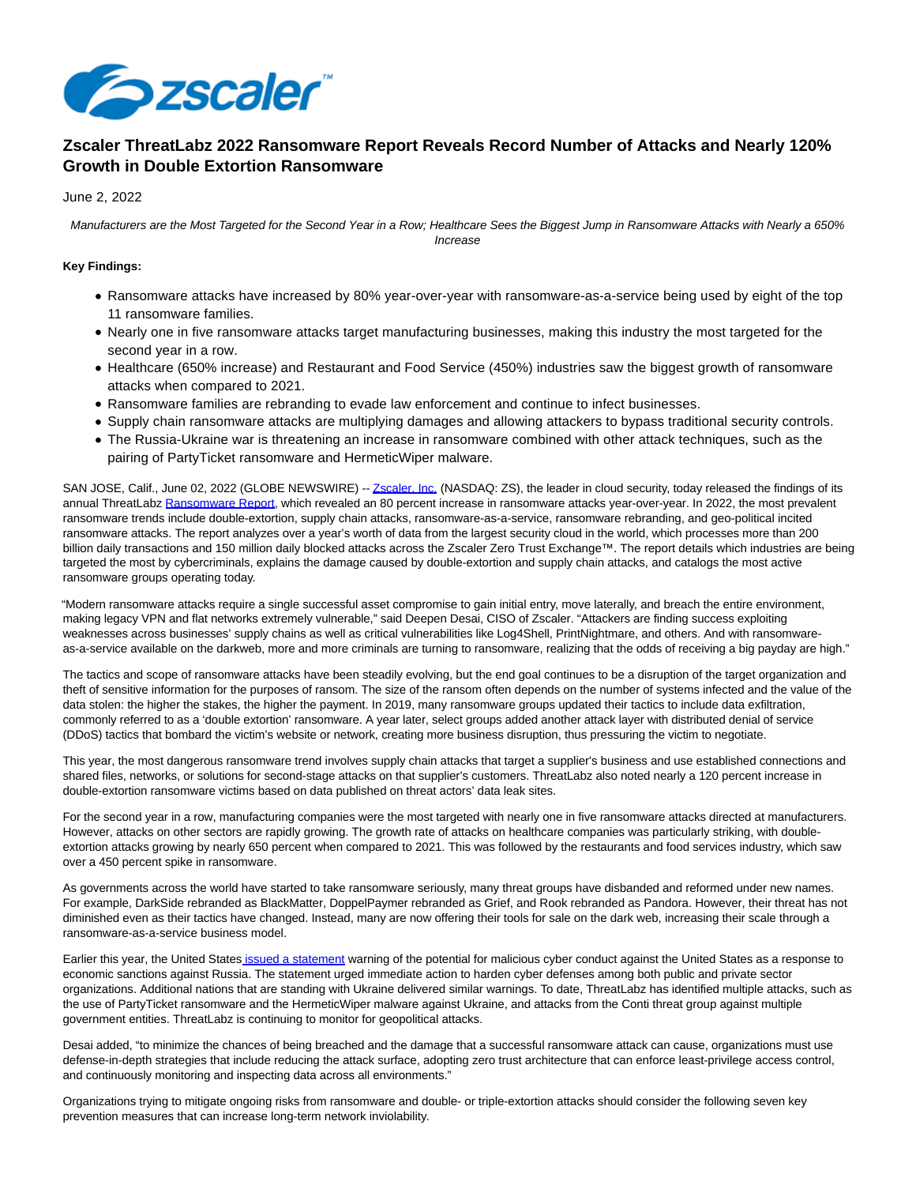# Zscaler ThreatLabz 2022 Ransomware Report Reveals Record Number of Attacks and Nearly 120% Growth in Double Extortion Ransomware

June 2, 2022

*Manufacturers are the Most Targeted for the Second Year in a Row; Healthcare Sees the Biggest Jump in Ransomware Attacks with Nearly a 650% Increase*

**Key Findings:**

- Ransomware attacks have increased by 80% year-over-year with ransomware-as-a-service being used by eight of the top 11 ransomware families.
- Nearly one in five ransomware attacks target manufacturing businesses, making this industry the most targeted for the second year in a row.
- Healthcare (650% increase) and Restaurant and Food Service (450%) industries saw the biggest growth of ransomware attacks when compared to 2021.
- Ransomware families are rebranding to evade law enforcement and continue to infect businesses.
- Supply chain ransomware attacks are multiplying damages and allowing attackers to bypass traditional security controls.
- The Russia-Ukraine war is threatening an increase in ransomware combined with other attack techniques, such as the pairing of PartyTicket ransomware and HermeticWiper malware.

SAN JOSE, Calif., June 02, 2022 (GLOBE NEWSWIRE) -- Zscaler, Inc. (NASDAQ: ZS), the leader in cloud security, today released the findings of its annual ThreatLabz Ransomware Report, which revealed an 80 percent increase in ransomware attacks year-over-year. In 2022, the most prevalent ransomware trends include double-extortion, supply chain attacks, ransomware-as-a-service, ransomware rebranding, and geo-political incited ransomware attacks. The report analyzes over a year's worth of data from the largest security cloud in the world, which processes more than 200 billion daily transactions and 150 million daily blocked attacks across the Zscaler Zero Trust Exchange™. The report details which industries are being targeted the most by cybercriminals, explains the damage caused by double-extortion and supply chain attacks, and catalogs the most active ransomware groups operating today.

"Modern ransomware attacks require a single successful asset compromise to gain initial entry, move laterally, and breach the entire environment, making legacy VPN and flat networks extremely vulnerable," said Deepen Desai, CISO of Zscaler. "Attackers are finding success exploiting weaknesses across businesses' supply chains as well as critical vulnerabilities like Log4Shell, PrintNightmare, and others. And with ransomware-as-a-service available on the darkweb, more and more criminals are turning to ransomware, realizing that the odds of receiving a big payday are high."

The tactics and scope of ransomware attacks have been steadily evolving, but the end goal continues to be a disruption of the target organization and theft of sensitive information for the purposes of ransom. The size of the ransom often depends on the number of systems infected and the value of the data stolen: the higher the stakes, the higher the payment. In 2019, many ransomware groups updated their tactics to include data exfiltration, commonly referred to as a 'double extortion' ransomware. A year later, select groups added another attack layer with distributed denial of service (DDoS) tactics that bombard the victim's website or network, creating more business disruption, thus pressuring the victim to negotiate.

This year, the most dangerous ransomware trend involves supply chain attacks that target a supplier's business and use established connections and shared files, networks, or solutions for second-stage attacks on that supplier's customers. ThreatLabz also noted nearly a 120 percent increase in double-extortion ransomware victims based on data published on threat actors' data leak sites.

For the second year in a row, manufacturing companies were the most targeted with nearly one in five ransomware attacks directed at manufacturers. However, attacks on other sectors are rapidly growing. The growth rate of attacks on healthcare companies was particularly striking, with double-extortion attacks growing by nearly 650 percent when compared to 2021. This was followed by the restaurants and food services industry, which saw over a 450 percent spike in ransomware.

As governments across the world have started to take ransomware seriously, many threat groups have disbanded and reformed under new names. For example, DarkSide rebranded as BlackMatter, DoppelPaymer rebranded as Grief, and Rook rebranded as Pandora. However, their threat has not diminished even as their tactics have changed. Instead, many are now offering their tools for sale on the dark web, increasing their scale through a ransomware-as-a-service business model.

Earlier this year, the United States issued a statement warning of the potential for malicious cyber conduct against the United States as a response to economic sanctions against Russia. The statement urged immediate action to harden cyber defenses among both public and private sector organizations. Additional nations that are standing with Ukraine delivered similar warnings. To date, ThreatLabz has identified multiple attacks, such as the use of PartyTicket ransomware and the HermeticWiper malware against Ukraine, and attacks from the Conti threat group against multiple government entities. ThreatLabz is continuing to monitor for geopolitical attacks.

Desai added, "to minimize the chances of being breached and the damage that a successful ransomware attack can cause, organizations must use defense-in-depth strategies that include reducing the attack surface, adopting zero trust architecture that can enforce least-privilege access control, and continuously monitoring and inspecting data across all environments."

Organizations trying to mitigate ongoing risks from ransomware and double- or triple-extortion attacks should consider the following seven key prevention measures that can increase long-term network inviolability.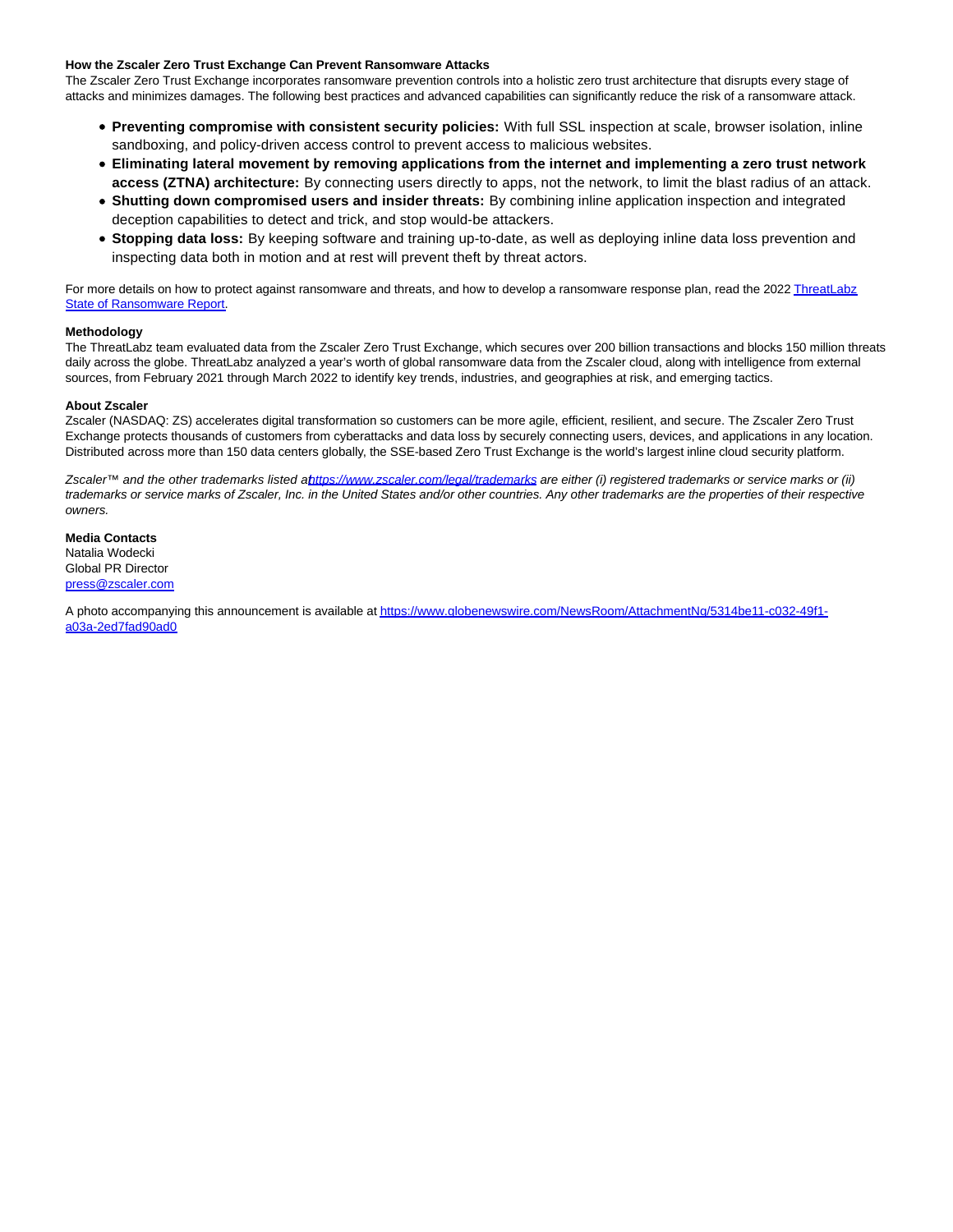**How the Zscaler Zero Trust Exchange Can Prevent Ransomware Attacks**

The Zscaler Zero Trust Exchange incorporates ransomware prevention controls into a holistic zero trust architecture that disrupts every stage of attacks and minimizes damages. The following best practices and advanced capabilities can significantly reduce the risk of a ransomware attack.

- **Preventing compromise with consistent security policies:** With full SSL inspection at scale, browser isolation, inline sandboxing, and policy-driven access control to prevent access to malicious websites.
- **Eliminating lateral movement by removing applications from the internet and implementing a zero trust network access (ZTNA) architecture:** By connecting users directly to apps, not the network, to limit the blast radius of an attack.
- **Shutting down compromised users and insider threats:** By combining inline application inspection and integrated deception capabilities to detect and trick, and stop would-be attackers.
- **Stopping data loss:** By keeping software and training up-to-date, as well as deploying inline data loss prevention and inspecting data both in motion and at rest will prevent theft by threat actors.

For more details on how to protect against ransomware and threats, and how to develop a ransomware response plan, read the 2022 [ThreatLabz State of Ransomware Report](ThreatLabz State of Ransomware Report).

**Methodology**

The ThreatLabz team evaluated data from the Zscaler Zero Trust Exchange, which secures over 200 billion transactions and blocks 150 million threats daily across the globe. ThreatLabz analyzed a year's worth of global ransomware data from the Zscaler cloud, along with intelligence from external sources, from February 2021 through March 2022 to identify key trends, industries, and geographies at risk, and emerging tactics.

**About Zscaler**

Zscaler (NASDAQ: ZS) accelerates digital transformation so customers can be more agile, efficient, resilient, and secure. The Zscaler Zero Trust Exchange protects thousands of customers from cyberattacks and data loss by securely connecting users, devices, and applications in any location. Distributed across more than 150 data centers globally, the SSE-based Zero Trust Exchange is the world's largest inline cloud security platform.

*Zscaler™ and the other trademarks listed at https://www.zscaler.com/legal/trademarks are either (i) registered trademarks or service marks or (ii) trademarks or service marks of Zscaler, Inc. in the United States and/or other countries. Any other trademarks are the properties of their respective owners.*

**Media Contacts**
Natalia Wodecki
Global PR Director
press@zscaler.com

A photo accompanying this announcement is available at https://www.globenewswire.com/NewsRoom/AttachmentNg/5314be11-c032-49f1-a03a-2ed7fad90ad0